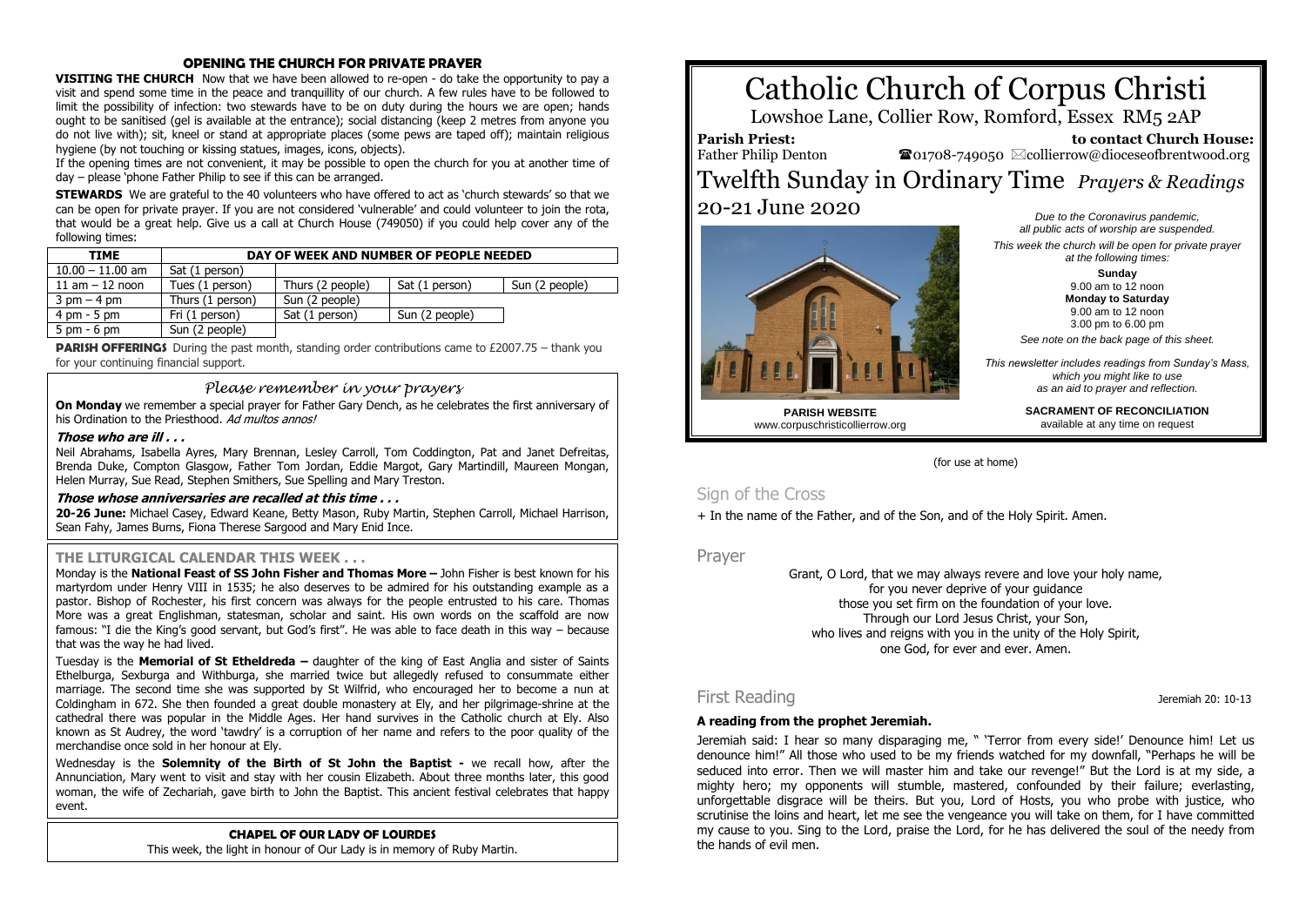## OPENING THE CHURCH FOR PRIVATE PRAYER

**VISITING THE CHURCH** Now that we have been allowed to re-open - do take the opportunity to pay a visit and spend some time in the peace and tranquillity of our church. A few rules have to be followed to limit the possibility of infection: two stewards have to be on duty during the hours we are open; hands ought to be sanitised (gel is available at the entrance); social distancing (keep 2 metres from anyone you do not live with); sit, kneel or stand at appropriate places (some pews are taped off); maintain religious hygiene (by not touching or kissing statues, images, icons, objects).

If the opening times are not convenient, it may be possible to open the church for you at another time of day – please 'phone Father Philip to see if this can be arranged.

**STEWARDS** We are grateful to the 40 volunteers who have offered to act as 'church stewards' so that we can be open for private prayer. If you are not considered 'vulnerable' and could volunteer to join the rota, that would be a great help. Give us a call at Church House (749050) if you could help cover any of the following times:

| TIME | DAY OF WEEK AND NUMBER OF PEOPLE NEEDED | | | |
|---|---|---|---|---|
| 10.00 – 11.00 am | Sat (1 person) | | | |
| 11 am – 12 noon | Tues (1 person) | Thurs (2 people) | Sat (1 person) | Sun (2 people) |
| 3 pm – 4 pm | Thurs (1 person) | Sun (2 people) | | |
| 4 pm - 5 pm | Fri (1 person) | Sat (1 person) | Sun (2 people) | |
| 5 pm - 6 pm | Sun (2 people) | | | |

**PARISH OFFERINGS** During the past month, standing order contributions came to £2007.75 – thank you for your continuing financial support.

### *Please remember in your prayers*

**On Monday** we remember a special prayer for Father Gary Dench, as he celebrates the first anniversary of his Ordination to the Priesthood. *Ad multos annos!*

***Those who are ill . . .***

Neil Abrahams, Isabella Ayres, Mary Brennan, Lesley Carroll, Tom Coddington, Pat and Janet Defreitas, Brenda Duke, Compton Glasgow, Father Tom Jordan, Eddie Margot, Gary Martindill, Maureen Mongan, Helen Murray, Sue Read, Stephen Smithers, Sue Spelling and Mary Treston.

***Those whose anniversaries are recalled at this time . . .***

**20-26 June:** Michael Casey, Edward Keane, Betty Mason, Ruby Martin, Stephen Carroll, Michael Harrison, Sean Fahy, James Burns, Fiona Therese Sargood and Mary Enid Ince.

### THE LITURGICAL CALENDAR THIS WEEK . . .

Monday is the **National Feast of SS John Fisher and Thomas More –** John Fisher is best known for his martyrdom under Henry VIII in 1535; he also deserves to be admired for his outstanding example as a pastor. Bishop of Rochester, his first concern was always for the people entrusted to his care. Thomas More was a great Englishman, statesman, scholar and saint. His own words on the scaffold are now famous: "I die the King's good servant, but God's first". He was able to face death in this way – because that was the way he had lived.

Tuesday is the **Memorial of St Etheldreda –** daughter of the king of East Anglia and sister of Saints Ethelburga, Sexburga and Withburga, she married twice but allegedly refused to consummate either marriage. The second time she was supported by St Wilfrid, who encouraged her to become a nun at Coldingham in 672. She then founded a great double monastery at Ely, and her pilgrimage-shrine at the cathedral there was popular in the Middle Ages. Her hand survives in the Catholic church at Ely. Also known as St Audrey, the word 'tawdry' is a corruption of her name and refers to the poor quality of the merchandise once sold in her honour at Ely.

Wednesday is the **Solemnity of the Birth of St John the Baptist -** we recall how, after the Annunciation, Mary went to visit and stay with her cousin Elizabeth. About three months later, this good woman, the wife of Zechariah, gave birth to John the Baptist. This ancient festival celebrates that happy event.

### CHAPEL OF OUR LADY OF LOURDES

This week, the light in honour of Our Lady is in memory of Ruby Martin.

# Catholic Church of Corpus Christi

Lowshoe Lane, Collier Row, Romford, Essex RM5 2AP

**Parish Priest:** Father Philip Denton

**to contact Church House:** ☎01708-749050 ✉collierrow@dioceseofbrentwood.org

# Twelfth Sunday in Ordinary Time *Prayers & Readings*

## 20-21 June 2020

*Due to the Coronavirus pandemic, all public acts of worship are suspended.*

*This week the church will be open for private prayer at the following times:*

**Sunday**
9.00 am to 12 noon
**Monday to Saturday**
9.00 am to 12 noon
3.00 pm to 6.00 pm

*See note on the back page of this sheet.*

*This newsletter includes readings from Sunday's Mass, which you might like to use as an aid to prayer and reflection.*

**PARISH WEBSITE**
www.corpuschristicollierrow.org

**SACRAMENT OF RECONCILIATION**
available at any time on request

(for use at home)

## Sign of the Cross

+ In the name of the Father, and of the Son, and of the Holy Spirit. Amen.

## Prayer

Grant, O Lord, that we may always revere and love your holy name,
for you never deprive of your guidance
those you set firm on the foundation of your love.
Through our Lord Jesus Christ, your Son,
who lives and reigns with you in the unity of the Holy Spirit,
one God, for ever and ever. Amen.

## First Reading

Jeremiah 20: 10-13

**A reading from the prophet Jeremiah.**

Jeremiah said: I hear so many disparaging me, " 'Terror from every side!' Denounce him! Let us denounce him!" All those who used to be my friends watched for my downfall, "Perhaps he will be seduced into error. Then we will master him and take our revenge!" But the Lord is at my side, a mighty hero; my opponents will stumble, mastered, confounded by their failure; everlasting, unforgettable disgrace will be theirs. But you, Lord of Hosts, you who probe with justice, who scrutinise the loins and heart, let me see the vengeance you will take on them, for I have committed my cause to you. Sing to the Lord, praise the Lord, for he has delivered the soul of the needy from the hands of evil men.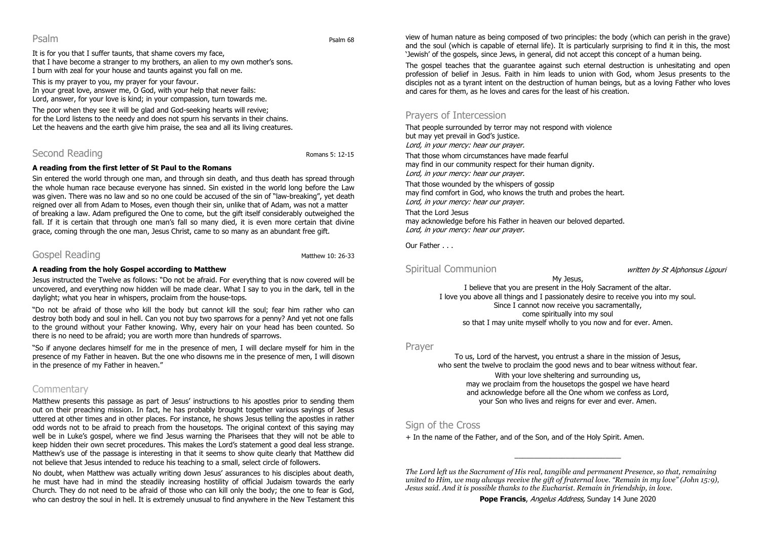## Psalm

Psalm 68

It is for you that I suffer taunts, that shame covers my face,
that I have become a stranger to my brothers, an alien to my own mother's sons.
I burn with zeal for your house and taunts against you fall on me.

This is my prayer to you, my prayer for your favour.
In your great love, answer me, O God, with your help that never fails:
Lord, answer, for your love is kind; in your compassion, turn towards me.

The poor when they see it will be glad and God-seeking hearts will revive;
for the Lord listens to the needy and does not spurn his servants in their chains.
Let the heavens and the earth give him praise, the sea and all its living creatures.

## Second Reading

Romans 5: 12-15

**A reading from the first letter of St Paul to the Romans**

Sin entered the world through one man, and through sin death, and thus death has spread through the whole human race because everyone has sinned. Sin existed in the world long before the Law was given. There was no law and so no one could be accused of the sin of "law-breaking", yet death reigned over all from Adam to Moses, even though their sin, unlike that of Adam, was not a matter of breaking a law. Adam prefigured the One to come, but the gift itself considerably outweighed the fall. If it is certain that through one man's fall so many died, it is even more certain that divine grace, coming through the one man, Jesus Christ, came to so many as an abundant free gift.

## Gospel Reading

Matthew 10: 26-33

**A reading from the holy Gospel according to Matthew**

Jesus instructed the Twelve as follows: "Do not be afraid. For everything that is now covered will be uncovered, and everything now hidden will be made clear. What I say to you in the dark, tell in the daylight; what you hear in whispers, proclaim from the house-tops.

"Do not be afraid of those who kill the body but cannot kill the soul; fear him rather who can destroy both body and soul in hell. Can you not buy two sparrows for a penny? And yet not one falls to the ground without your Father knowing. Why, every hair on your head has been counted. So there is no need to be afraid; you are worth more than hundreds of sparrows.

"So if anyone declares himself for me in the presence of men, I will declare myself for him in the presence of my Father in heaven. But the one who disowns me in the presence of men, I will disown in the presence of my Father in heaven."

## Commentary

Matthew presents this passage as part of Jesus' instructions to his apostles prior to sending them out on their preaching mission. In fact, he has probably brought together various sayings of Jesus uttered at other times and in other places. For instance, he shows Jesus telling the apostles in rather odd words not to be afraid to preach from the housetops. The original context of this saying may well be in Luke's gospel, where we find Jesus warning the Pharisees that they will not be able to keep hidden their own secret procedures. This makes the Lord's statement a good deal less strange. Matthew's use of the passage is interesting in that it seems to show quite clearly that Matthew did not believe that Jesus intended to reduce his teaching to a small, select circle of followers.

No doubt, when Matthew was actually writing down Jesus' assurances to his disciples about death, he must have had in mind the steadily increasing hostility of official Judaism towards the early Church. They do not need to be afraid of those who can kill only the body; the one to fear is God, who can destroy the soul in hell. It is extremely unusual to find anywhere in the New Testament this view of human nature as being composed of two principles: the body (which can perish in the grave) and the soul (which is capable of eternal life). It is particularly surprising to find it in this, the most 'Jewish' of the gospels, since Jews, in general, did not accept this concept of a human being.

The gospel teaches that the guarantee against such eternal destruction is unhesitating and open profession of belief in Jesus. Faith in him leads to union with God, whom Jesus presents to the disciples not as a tyrant intent on the destruction of human beings, but as a loving Father who loves and cares for them, as he loves and cares for the least of his creation.

## Prayers of Intercession

That people surrounded by terror may not respond with violence
but may yet prevail in God's justice.
*Lord, in your mercy: hear our prayer.*

That those whom circumstances have made fearful
may find in our community respect for their human dignity.
*Lord, in your mercy: hear our prayer.*

That those wounded by the whispers of gossip
may find comfort in God, who knows the truth and probes the heart.
*Lord, in your mercy: hear our prayer.*

That the Lord Jesus
may acknowledge before his Father in heaven our beloved departed.
*Lord, in your mercy: hear our prayer.*

Our Father . . .

## Spiritual Communion

*written by St Alphonsus Ligouri*

My Jesus,
I believe that you are present in the Holy Sacrament of the altar.
I love you above all things and I passionately desire to receive you into my soul.
Since I cannot now receive you sacramentally,
come spiritually into my soul
so that I may unite myself wholly to you now and for ever. Amen.

## Prayer

To us, Lord of the harvest, you entrust a share in the mission of Jesus,
who sent the twelve to proclaim the good news and to bear witness without fear.

With your love sheltering and surrounding us,
may we proclaim from the housetops the gospel we have heard
and acknowledge before all the One whom we confess as Lord,
your Son who lives and reigns for ever and ever. Amen.

## Sign of the Cross

+ In the name of the Father, and of the Son, and of the Holy Spirit. Amen.

---

*The Lord left us the Sacrament of His real, tangible and permanent Presence, so that, remaining united to Him, we may always receive the gift of fraternal love. "Remain in my love" (John 15:9), Jesus said. And it is possible thanks to the Eucharist. Remain in friendship, in love.*

**Pope Francis**, *Angelus Address,* Sunday 14 June 2020